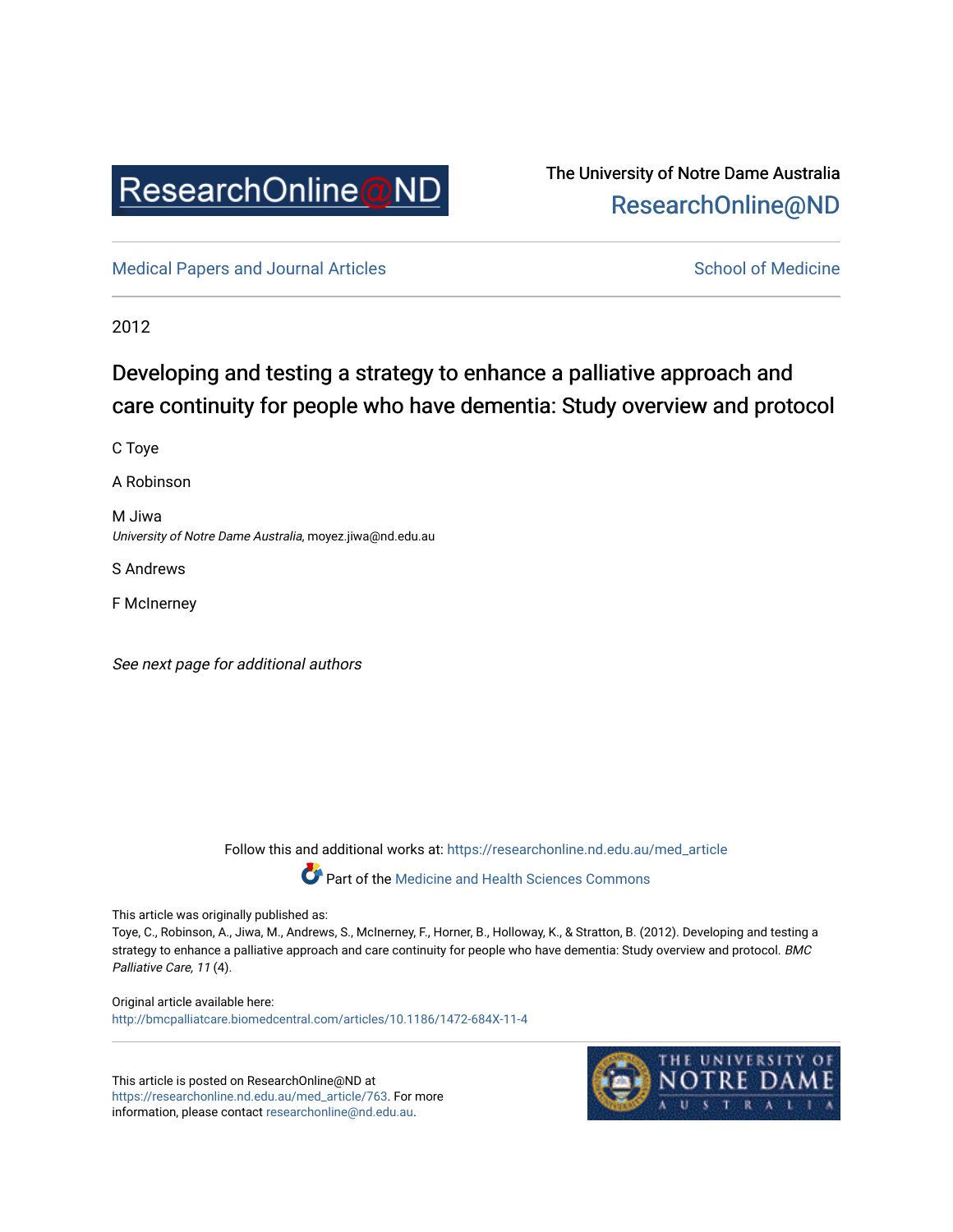ResearchOnline@ND

The University of Notre Dame Australia
ResearchOnline@ND

Medical Papers and Journal Articles | School of Medicine

2012

# Developing and testing a strategy to enhance a palliative approach and care continuity for people who have dementia: Study overview and protocol

C Toye

A Robinson

M Jiwa
*University of Notre Dame Australia*, moyez.jiwa@nd.edu.au

S Andrews

F McInerney

*See next page for additional authors*

Follow this and additional works at: https://researchonline.nd.edu.au/med_article

Part of the Medicine and Health Sciences Commons

This article was originally published as:
Toye, C., Robinson, A., Jiwa, M., Andrews, S., McInerney, F., Horner, B., Holloway, K., & Stratton, B. (2012). Developing and testing a strategy to enhance a palliative approach and care continuity for people who have dementia: Study overview and protocol. *BMC Palliative Care, 11* (4).

Original article available here:
http://bmcpalliatcare.biomedcentral.com/articles/10.1186/1472-684X-11-4

This article is posted on ResearchOnline@ND at https://researchonline.nd.edu.au/med_article/763. For more information, please contact researchonline@nd.edu.au.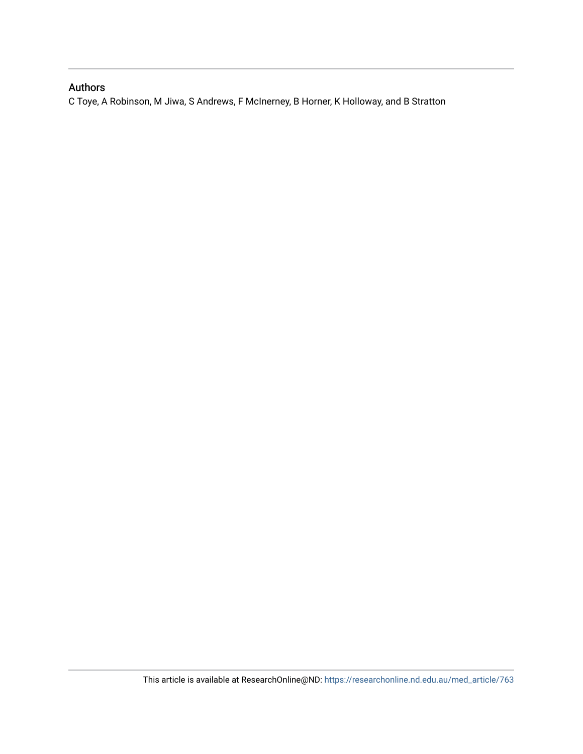## Authors

C Toye, A Robinson, M Jiwa, S Andrews, F McInerney, B Horner, K Holloway, and B Stratton

This article is available at ResearchOnline@ND: https://researchonline.nd.edu.au/med_article/763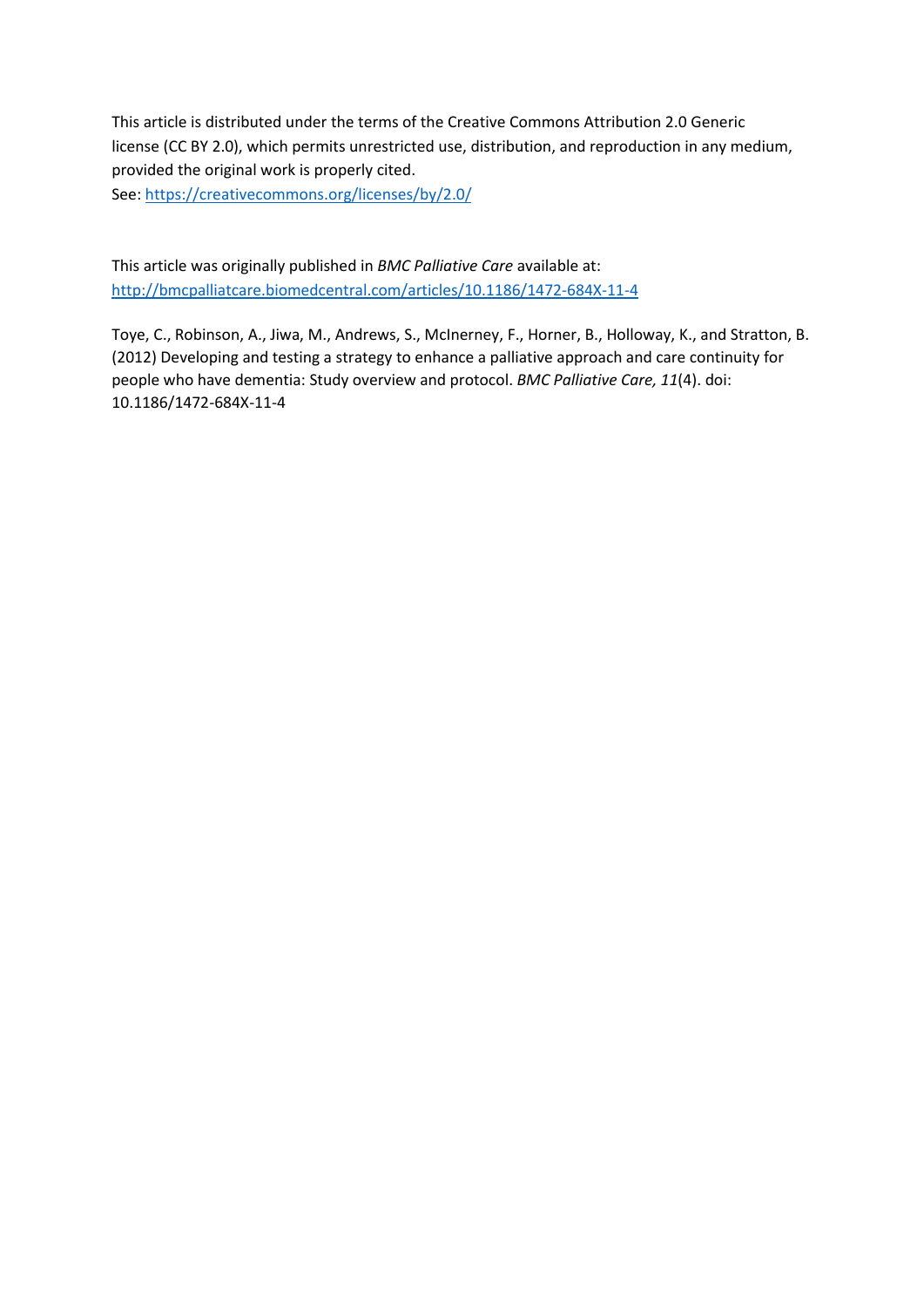This article is distributed under the terms of the Creative Commons Attribution 2.0 Generic license (CC BY 2.0), which permits unrestricted use, distribution, and reproduction in any medium, provided the original work is properly cited.
See: https://creativecommons.org/licenses/by/2.0/

This article was originally published in *BMC Palliative Care* available at:
http://bmcpalliatcare.biomedcentral.com/articles/10.1186/1472-684X-11-4

Toye, C., Robinson, A., Jiwa, M., Andrews, S., McInerney, F., Horner, B., Holloway, K., and Stratton, B. (2012) Developing and testing a strategy to enhance a palliative approach and care continuity for people who have dementia: Study overview and protocol. *BMC Palliative Care, 11*(4). doi: 10.1186/1472-684X-11-4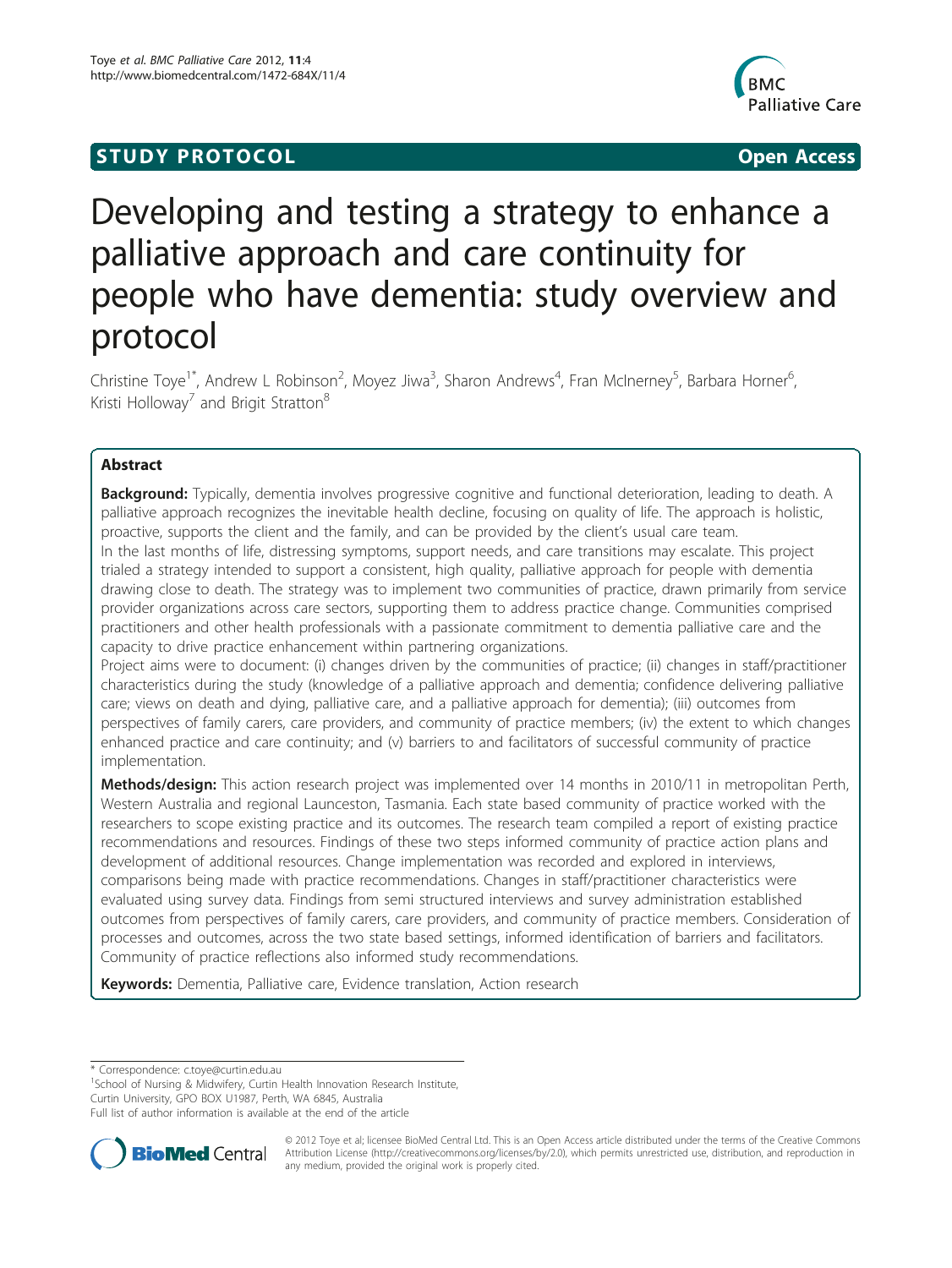# Developing and testing a strategy to enhance a palliative approach and care continuity for people who have dementia: study overview and protocol

Christine Toye[1*], Andrew L Robinson[2], Moyez Jiwa[3], Sharon Andrews[4], Fran McInerney[5], Barbara Horner[6], Kristi Holloway[7] and Brigit Stratton[8]

## Abstract

**Background:** Typically, dementia involves progressive cognitive and functional deterioration, leading to death. A palliative approach recognizes the inevitable health decline, focusing on quality of life. The approach is holistic, proactive, supports the client and the family, and can be provided by the client's usual care team.

In the last months of life, distressing symptoms, support needs, and care transitions may escalate. This project trialed a strategy intended to support a consistent, high quality, palliative approach for people with dementia drawing close to death. The strategy was to implement two communities of practice, drawn primarily from service provider organizations across care sectors, supporting them to address practice change. Communities comprised practitioners and other health professionals with a passionate commitment to dementia palliative care and the capacity to drive practice enhancement within partnering organizations.

Project aims were to document: (i) changes driven by the communities of practice; (ii) changes in staff/practitioner characteristics during the study (knowledge of a palliative approach and dementia; confidence delivering palliative care; views on death and dying, palliative care, and a palliative approach for dementia); (iii) outcomes from perspectives of family carers, care providers, and community of practice members; (iv) the extent to which changes enhanced practice and care continuity; and (v) barriers to and facilitators of successful community of practice implementation.

**Methods/design:** This action research project was implemented over 14 months in 2010/11 in metropolitan Perth, Western Australia and regional Launceston, Tasmania. Each state based community of practice worked with the researchers to scope existing practice and its outcomes. The research team compiled a report of existing practice recommendations and resources. Findings of these two steps informed community of practice action plans and development of additional resources. Change implementation was recorded and explored in interviews, comparisons being made with practice recommendations. Changes in staff/practitioner characteristics were evaluated using survey data. Findings from semi structured interviews and survey administration established outcomes from perspectives of family carers, care providers, and community of practice members. Consideration of processes and outcomes, across the two state based settings, informed identification of barriers and facilitators. Community of practice reflections also informed study recommendations.

**Keywords:** Dementia, Palliative care, Evidence translation, Action research

---

* Correspondence: c.toye@curtin.edu.au
[1]School of Nursing & Midwifery, Curtin Health Innovation Research Institute, Curtin University, GPO BOX U1987, Perth, WA 6845, Australia
Full list of author information is available at the end of the article

© 2012 Toye et al; licensee BioMed Central Ltd. This is an Open Access article distributed under the terms of the Creative Commons Attribution License (http://creativecommons.org/licenses/by/2.0), which permits unrestricted use, distribution, and reproduction in any medium, provided the original work is properly cited.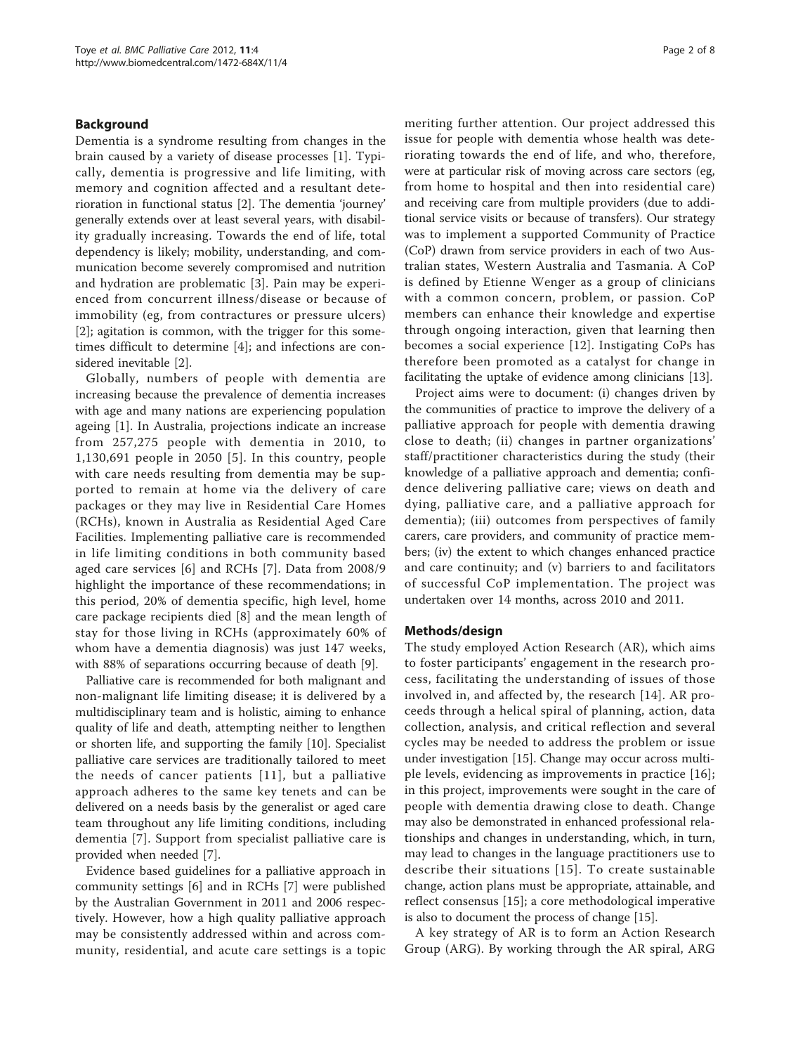## Background

Dementia is a syndrome resulting from changes in the brain caused by a variety of disease processes [1]. Typically, dementia is progressive and life limiting, with memory and cognition affected and a resultant deterioration in functional status [2]. The dementia 'journey' generally extends over at least several years, with disability gradually increasing. Towards the end of life, total dependency is likely; mobility, understanding, and communication become severely compromised and nutrition and hydration are problematic [3]. Pain may be experienced from concurrent illness/disease or because of immobility (eg, from contractures or pressure ulcers) [2]; agitation is common, with the trigger for this sometimes difficult to determine [4]; and infections are considered inevitable [2].

Globally, numbers of people with dementia are increasing because the prevalence of dementia increases with age and many nations are experiencing population ageing [1]. In Australia, projections indicate an increase from 257,275 people with dementia in 2010, to 1,130,691 people in 2050 [5]. In this country, people with care needs resulting from dementia may be supported to remain at home via the delivery of care packages or they may live in Residential Care Homes (RCHs), known in Australia as Residential Aged Care Facilities. Implementing palliative care is recommended in life limiting conditions in both community based aged care services [6] and RCHs [7]. Data from 2008/9 highlight the importance of these recommendations; in this period, 20% of dementia specific, high level, home care package recipients died [8] and the mean length of stay for those living in RCHs (approximately 60% of whom have a dementia diagnosis) was just 147 weeks, with 88% of separations occurring because of death [9].

Palliative care is recommended for both malignant and non-malignant life limiting disease; it is delivered by a multidisciplinary team and is holistic, aiming to enhance quality of life and death, attempting neither to lengthen or shorten life, and supporting the family [10]. Specialist palliative care services are traditionally tailored to meet the needs of cancer patients [11], but a palliative approach adheres to the same key tenets and can be delivered on a needs basis by the generalist or aged care team throughout any life limiting conditions, including dementia [7]. Support from specialist palliative care is provided when needed [7].

Evidence based guidelines for a palliative approach in community settings [6] and in RCHs [7] were published by the Australian Government in 2011 and 2006 respectively. However, how a high quality palliative approach may be consistently addressed within and across community, residential, and acute care settings is a topic meriting further attention. Our project addressed this issue for people with dementia whose health was deteriorating towards the end of life, and who, therefore, were at particular risk of moving across care sectors (eg, from home to hospital and then into residential care) and receiving care from multiple providers (due to additional service visits or because of transfers). Our strategy was to implement a supported Community of Practice (CoP) drawn from service providers in each of two Australian states, Western Australia and Tasmania. A CoP is defined by Etienne Wenger as a group of clinicians with a common concern, problem, or passion. CoP members can enhance their knowledge and expertise through ongoing interaction, given that learning then becomes a social experience [12]. Instigating CoPs has therefore been promoted as a catalyst for change in facilitating the uptake of evidence among clinicians [13].

Project aims were to document: (i) changes driven by the communities of practice to improve the delivery of a palliative approach for people with dementia drawing close to death; (ii) changes in partner organizations' staff/practitioner characteristics during the study (their knowledge of a palliative approach and dementia; confidence delivering palliative care; views on death and dying, palliative care, and a palliative approach for dementia); (iii) outcomes from perspectives of family carers, care providers, and community of practice members; (iv) the extent to which changes enhanced practice and care continuity; and (v) barriers to and facilitators of successful CoP implementation. The project was undertaken over 14 months, across 2010 and 2011.

## Methods/design

The study employed Action Research (AR), which aims to foster participants' engagement in the research process, facilitating the understanding of issues of those involved in, and affected by, the research [14]. AR proceeds through a helical spiral of planning, action, data collection, analysis, and critical reflection and several cycles may be needed to address the problem or issue under investigation [15]. Change may occur across multiple levels, evidencing as improvements in practice [16]; in this project, improvements were sought in the care of people with dementia drawing close to death. Change may also be demonstrated in enhanced professional relationships and changes in understanding, which, in turn, may lead to changes in the language practitioners use to describe their situations [15]. To create sustainable change, action plans must be appropriate, attainable, and reflect consensus [15]; a core methodological imperative is also to document the process of change [15].

A key strategy of AR is to form an Action Research Group (ARG). By working through the AR spiral, ARG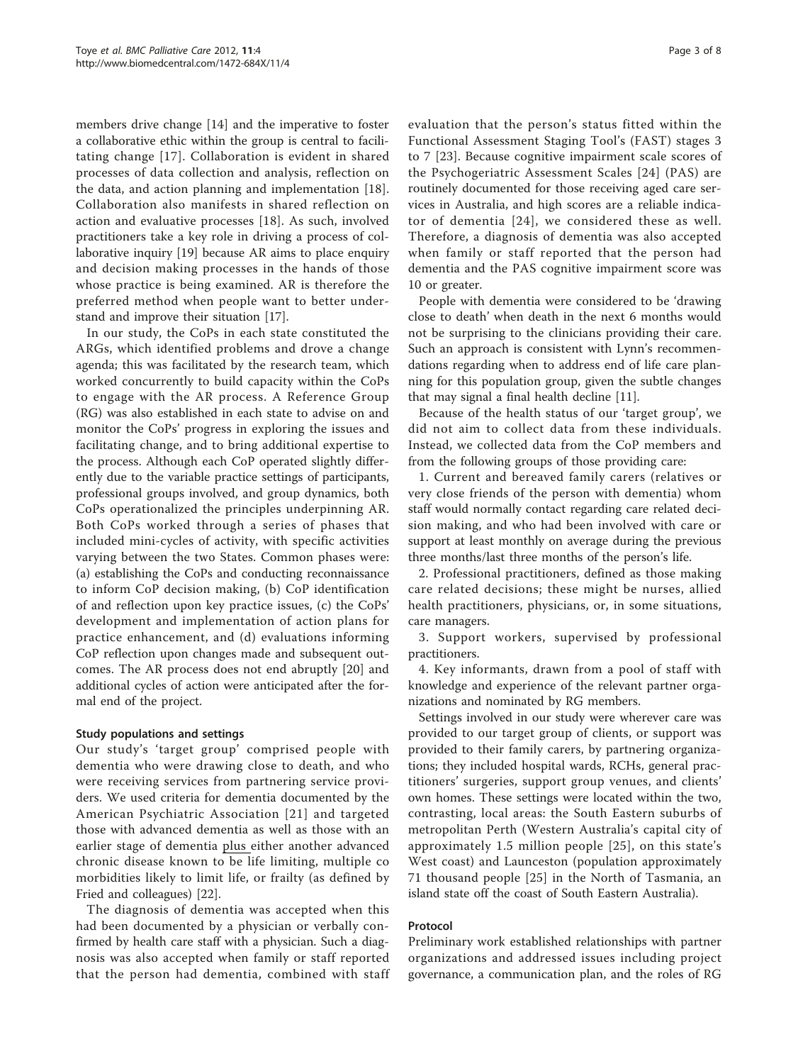members drive change [14] and the imperative to foster a collaborative ethic within the group is central to facilitating change [17]. Collaboration is evident in shared processes of data collection and analysis, reflection on the data, and action planning and implementation [18]. Collaboration also manifests in shared reflection on action and evaluative processes [18]. As such, involved practitioners take a key role in driving a process of collaborative inquiry [19] because AR aims to place enquiry and decision making processes in the hands of those whose practice is being examined. AR is therefore the preferred method when people want to better understand and improve their situation [17].

In our study, the CoPs in each state constituted the ARGs, which identified problems and drove a change agenda; this was facilitated by the research team, which worked concurrently to build capacity within the CoPs to engage with the AR process. A Reference Group (RG) was also established in each state to advise on and monitor the CoPs' progress in exploring the issues and facilitating change, and to bring additional expertise to the process. Although each CoP operated slightly differently due to the variable practice settings of participants, professional groups involved, and group dynamics, both CoPs operationalized the principles underpinning AR. Both CoPs worked through a series of phases that included mini-cycles of activity, with specific activities varying between the two States. Common phases were: (a) establishing the CoPs and conducting reconnaissance to inform CoP decision making, (b) CoP identification of and reflection upon key practice issues, (c) the CoPs' development and implementation of action plans for practice enhancement, and (d) evaluations informing CoP reflection upon changes made and subsequent outcomes. The AR process does not end abruptly [20] and additional cycles of action were anticipated after the formal end of the project.

### Study populations and settings

Our study's 'target group' comprised people with dementia who were drawing close to death, and who were receiving services from partnering service providers. We used criteria for dementia documented by the American Psychiatric Association [21] and targeted those with advanced dementia as well as those with an earlier stage of dementia plus either another advanced chronic disease known to be life limiting, multiple co morbidities likely to limit life, or frailty (as defined by Fried and colleagues) [22].

The diagnosis of dementia was accepted when this had been documented by a physician or verbally confirmed by health care staff with a physician. Such a diagnosis was also accepted when family or staff reported that the person had dementia, combined with staff evaluation that the person's status fitted within the Functional Assessment Staging Tool's (FAST) stages 3 to 7 [23]. Because cognitive impairment scale scores of the Psychogeriatric Assessment Scales [24] (PAS) are routinely documented for those receiving aged care services in Australia, and high scores are a reliable indicator of dementia [24], we considered these as well. Therefore, a diagnosis of dementia was also accepted when family or staff reported that the person had dementia and the PAS cognitive impairment score was 10 or greater.

People with dementia were considered to be 'drawing close to death' when death in the next 6 months would not be surprising to the clinicians providing their care. Such an approach is consistent with Lynn's recommendations regarding when to address end of life care planning for this population group, given the subtle changes that may signal a final health decline [11].

Because of the health status of our 'target group', we did not aim to collect data from these individuals. Instead, we collected data from the CoP members and from the following groups of those providing care:

1. Current and bereaved family carers (relatives or very close friends of the person with dementia) whom staff would normally contact regarding care related decision making, and who had been involved with care or support at least monthly on average during the previous three months/last three months of the person's life.
2. Professional practitioners, defined as those making care related decisions; these might be nurses, allied health practitioners, physicians, or, in some situations, care managers.
3. Support workers, supervised by professional practitioners.
4. Key informants, drawn from a pool of staff with knowledge and experience of the relevant partner organizations and nominated by RG members.

Settings involved in our study were wherever care was provided to our target group of clients, or support was provided to their family carers, by partnering organizations; they included hospital wards, RCHs, general practitioners' surgeries, support group venues, and clients' own homes. These settings were located within the two, contrasting, local areas: the South Eastern suburbs of metropolitan Perth (Western Australia's capital city of approximately 1.5 million people [25], on this state's West coast) and Launceston (population approximately 71 thousand people [25] in the North of Tasmania, an island state off the coast of South Eastern Australia).

### Protocol

Preliminary work established relationships with partner organizations and addressed issues including project governance, a communication plan, and the roles of RG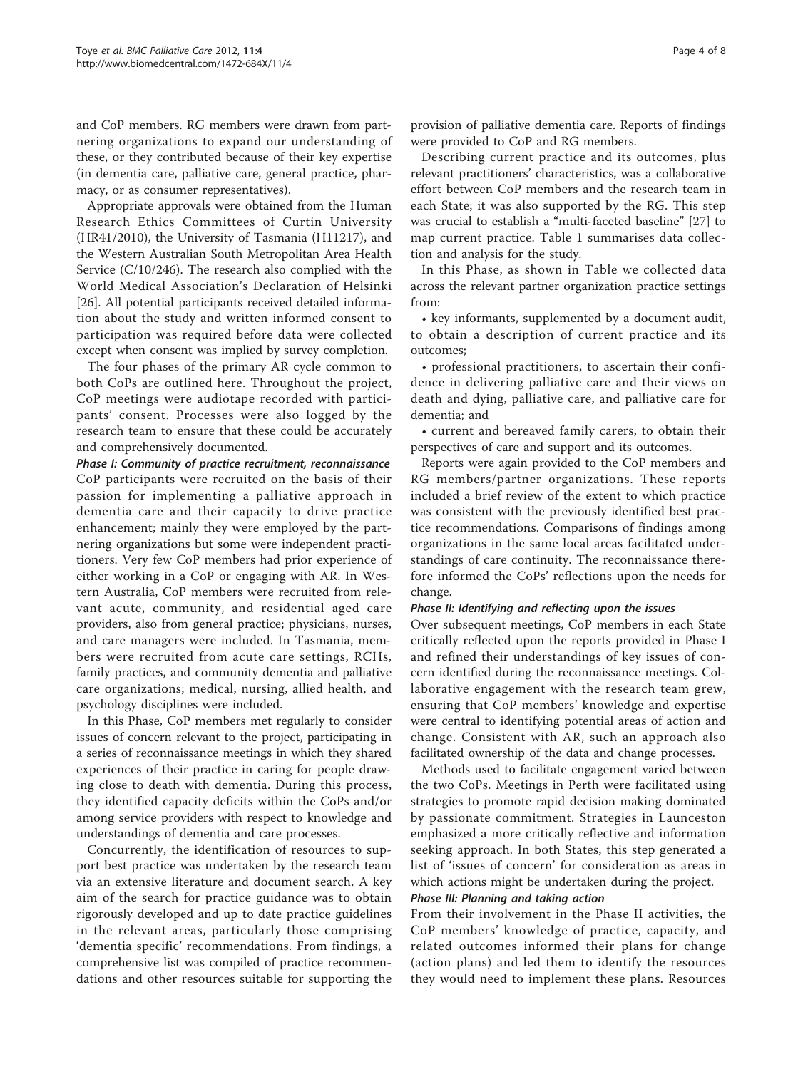and CoP members. RG members were drawn from partnering organizations to expand our understanding of these, or they contributed because of their key expertise (in dementia care, palliative care, general practice, pharmacy, or as consumer representatives).

Appropriate approvals were obtained from the Human Research Ethics Committees of Curtin University (HR41/2010), the University of Tasmania (H11217), and the Western Australian South Metropolitan Area Health Service (C/10/246). The research also complied with the World Medical Association's Declaration of Helsinki [26]. All potential participants received detailed information about the study and written informed consent to participation was required before data were collected except when consent was implied by survey completion.

The four phases of the primary AR cycle common to both CoPs are outlined here. Throughout the project, CoP meetings were audiotape recorded with participants' consent. Processes were also logged by the research team to ensure that these could be accurately and comprehensively documented.

#### *Phase I: Community of practice recruitment, reconnaissance*

CoP participants were recruited on the basis of their passion for implementing a palliative approach in dementia care and their capacity to drive practice enhancement; mainly they were employed by the partnering organizations but some were independent practitioners. Very few CoP members had prior experience of either working in a CoP or engaging with AR. In Western Australia, CoP members were recruited from relevant acute, community, and residential aged care providers, also from general practice; physicians, nurses, and care managers were included. In Tasmania, members were recruited from acute care settings, RCHs, family practices, and community dementia and palliative care organizations; medical, nursing, allied health, and psychology disciplines were included.

In this Phase, CoP members met regularly to consider issues of concern relevant to the project, participating in a series of reconnaissance meetings in which they shared experiences of their practice in caring for people drawing close to death with dementia. During this process, they identified capacity deficits within the CoPs and/or among service providers with respect to knowledge and understandings of dementia and care processes.

Concurrently, the identification of resources to support best practice was undertaken by the research team via an extensive literature and document search. A key aim of the search for practice guidance was to obtain rigorously developed and up to date practice guidelines in the relevant areas, particularly those comprising 'dementia specific' recommendations. From findings, a comprehensive list was compiled of practice recommendations and other resources suitable for supporting the provision of palliative dementia care. Reports of findings were provided to CoP and RG members.

Describing current practice and its outcomes, plus relevant practitioners' characteristics, was a collaborative effort between CoP members and the research team in each State; it was also supported by the RG. This step was crucial to establish a "multi-faceted baseline" [27] to map current practice. Table 1 summarises data collection and analysis for the study.

In this Phase, as shown in Table we collected data across the relevant partner organization practice settings from:

- key informants, supplemented by a document audit, to obtain a description of current practice and its outcomes;
- professional practitioners, to ascertain their confidence in delivering palliative care and their views on death and dying, palliative care, and palliative care for dementia; and
- current and bereaved family carers, to obtain their perspectives of care and support and its outcomes.

Reports were again provided to the CoP members and RG members/partner organizations. These reports included a brief review of the extent to which practice was consistent with the previously identified best practice recommendations. Comparisons of findings among organizations in the same local areas facilitated understandings of care continuity. The reconnaissance therefore informed the CoPs' reflections upon the needs for change.

#### *Phase II: Identifying and reflecting upon the issues*

Over subsequent meetings, CoP members in each State critically reflected upon the reports provided in Phase I and refined their understandings of key issues of concern identified during the reconnaissance meetings. Collaborative engagement with the research team grew, ensuring that CoP members' knowledge and expertise were central to identifying potential areas of action and change. Consistent with AR, such an approach also facilitated ownership of the data and change processes.

Methods used to facilitate engagement varied between the two CoPs. Meetings in Perth were facilitated using strategies to promote rapid decision making dominated by passionate commitment. Strategies in Launceston emphasized a more critically reflective and information seeking approach. In both States, this step generated a list of 'issues of concern' for consideration as areas in which actions might be undertaken during the project.

#### *Phase III: Planning and taking action*

From their involvement in the Phase II activities, the CoP members' knowledge of practice, capacity, and related outcomes informed their plans for change (action plans) and led them to identify the resources they would need to implement these plans. Resources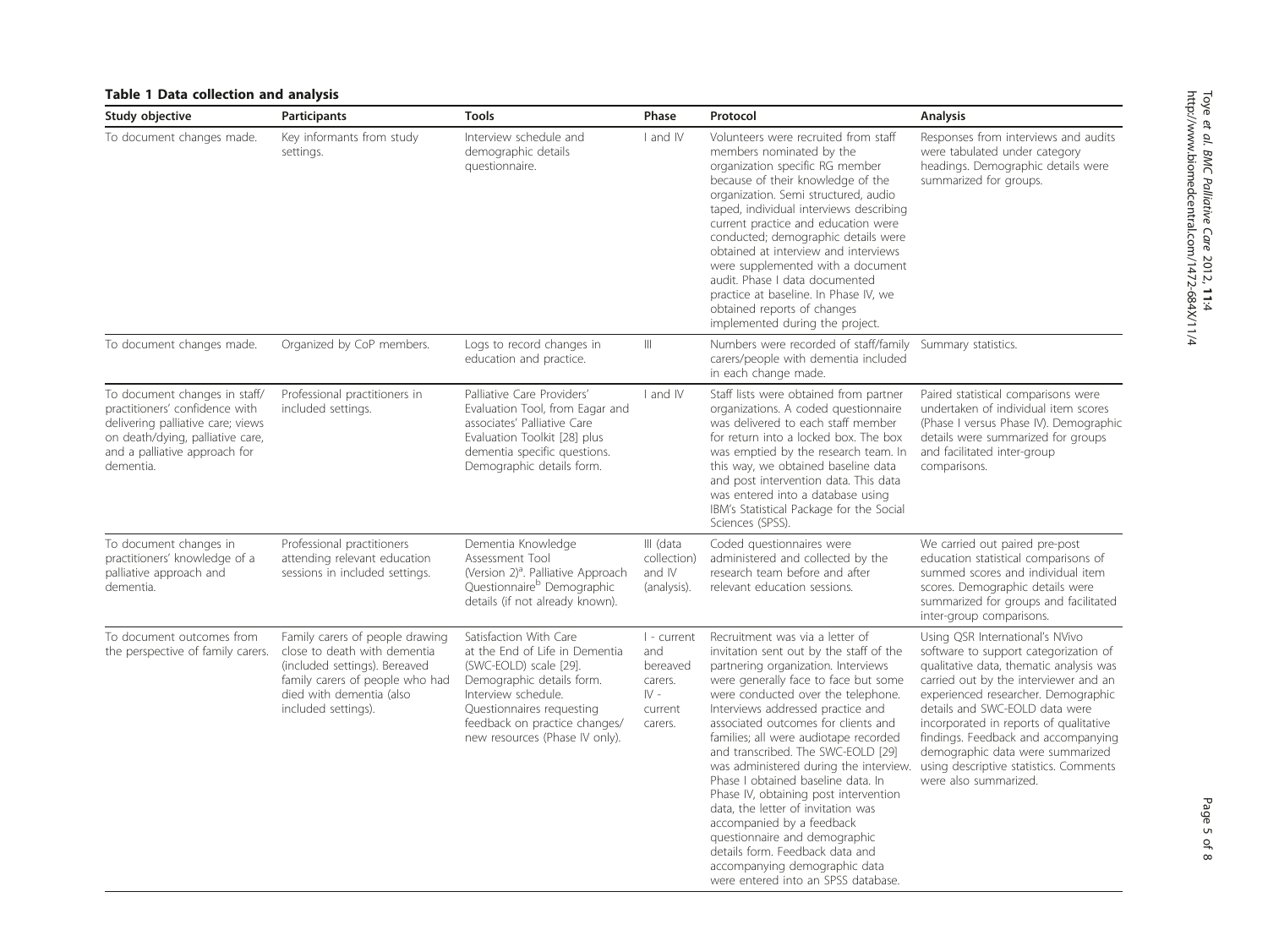**Table 1 Data collection and analysis**

| Study objective | Participants | Tools | Phase | Protocol | Analysis |
|---|---|---|---|---|---|
| To document changes made. | Key informants from study settings. | Interview schedule and demographic details questionnaire. | I and IV | Volunteers were recruited from staff members nominated by the organization specific RG member because of their knowledge of the organization. Semi structured, audio taped, individual interviews describing current practice and education were conducted; demographic details were obtained at interview and interviews were supplemented with a document audit. Phase I data documented practice at baseline. In Phase IV, we obtained reports of changes implemented during the project. | Responses from interviews and audits were tabulated under category headings. Demographic details were summarized for groups. |
| To document changes made. | Organized by CoP members. | Logs to record changes in education and practice. | III | Numbers were recorded of staff/family carers/people with dementia included in each change made. | Summary statistics. |
| To document changes in staff/practitioners' confidence with delivering palliative care; views on death/dying, palliative care, and a palliative approach for dementia. | Professional practitioners in included settings. | Palliative Care Providers' Evaluation Tool, from Eagar and associates' Palliative Care Evaluation Toolkit [28] plus dementia specific questions. Demographic details form. | I and IV | Staff lists were obtained from partner organizations. A coded questionnaire was delivered to each staff member for return into a locked box. The box was emptied by the research team. In this way, we obtained baseline data and post intervention data. This data was entered into a database using IBM's Statistical Package for the Social Sciences (SPSS). | Paired statistical comparisons were undertaken of individual item scores (Phase I versus Phase IV). Demographic details were summarized for groups and facilitated inter-group comparisons. |
| To document changes in practitioners' knowledge of a palliative approach and dementia. | Professional practitioners attending relevant education sessions in included settings. | Dementia Knowledge Assessment Tool (Version 2)[a]. Palliative Approach Questionnaire[b] Demographic details (if not already known). | III (data collection) and IV (analysis). | Coded questionnaires were administered and collected by the research team before and after relevant education sessions. | We carried out paired pre-post education statistical comparisons of summed scores and individual item scores. Demographic details were summarized for groups and facilitated inter-group comparisons. |
| To document outcomes from the perspective of family carers. | Family carers of people drawing close to death with dementia (included settings). Bereaved family carers of people who had died with dementia (also included settings). | Satisfaction With Care at the End of Life in Dementia (SWC-EOLD) scale [29]. Demographic details form. Interview schedule. Questionnaires requesting feedback on practice changes/new resources (Phase IV only). | I - current and bereaved carers. IV - current carers. | Recruitment was via a letter of invitation sent out by the staff of the partnering organization. Interviews were generally face to face but some were conducted over the telephone. Interviews addressed practice and associated outcomes for clients and families; all were audiotape recorded and transcribed. The SWC-EOLD [29] was administered during the interview. Phase I obtained baseline data. In Phase IV, obtaining post intervention data, the letter of invitation was accompanied by a feedback questionnaire and demographic details form. Feedback data and accompanying demographic data were entered into an SPSS database. | Using QSR International's NVivo software to support categorization of qualitative data, thematic analysis was carried out by the interviewer and an experienced researcher. Demographic details and SWC-EOLD data were incorporated in reports of qualitative findings. Feedback and accompanying demographic data were summarized using descriptive statistics. Comments were also summarized. |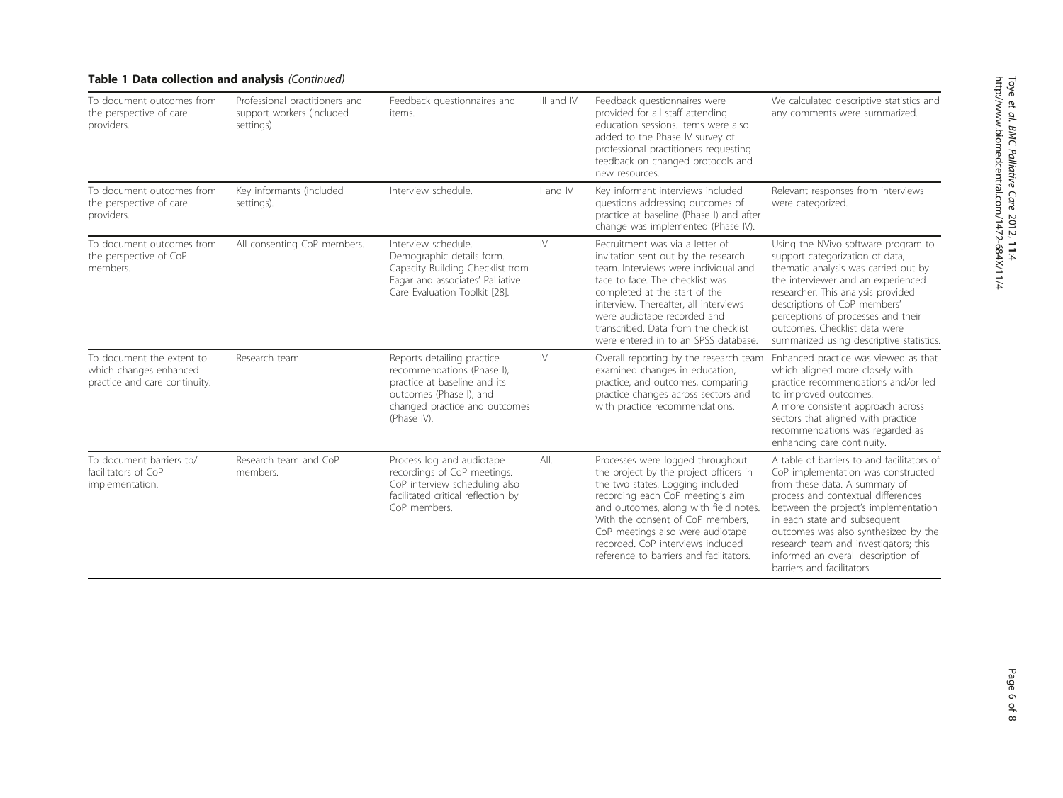**Table 1 Data collection and analysis** *(Continued)*

| | | | | | |
|---|---|---|---|---|---|
| To document outcomes from the perspective of care providers. | Professional practitioners and support workers (included settings) | Feedback questionnaires and items. | III and IV | Feedback questionnaires were provided for all staff attending education sessions. Items were also added to the Phase IV survey of professional practitioners requesting feedback on changed protocols and new resources. | We calculated descriptive statistics and any comments were summarized. |
| To document outcomes from the perspective of care providers. | Key informants (included settings). | Interview schedule. | I and IV | Key informant interviews included questions addressing outcomes of practice at baseline (Phase I) and after change was implemented (Phase IV). | Relevant responses from interviews were categorized. |
| To document outcomes from the perspective of CoP members. | All consenting CoP members. | Interview schedule. Demographic details form. Capacity Building Checklist from Eagar and associates' Palliative Care Evaluation Toolkit [28]. | IV | Recruitment was via a letter of invitation sent out by the research team. Interviews were individual and face to face. The checklist was completed at the start of the interview. Thereafter, all interviews were audiotape recorded and transcribed. Data from the checklist were entered in to an SPSS database. | Using the NVivo software program to support categorization of data, thematic analysis was carried out by the interviewer and an experienced researcher. This analysis provided descriptions of CoP members' perceptions of processes and their outcomes. Checklist data were summarized using descriptive statistics. |
| To document the extent to which changes enhanced practice and care continuity. | Research team. | Reports detailing practice recommendations (Phase I), practice at baseline and its outcomes (Phase I), and changed practice and outcomes (Phase IV). | IV | Overall reporting by the research team examined changes in education, practice, and outcomes, comparing practice changes across sectors and with practice recommendations. | Enhanced practice was viewed as that which aligned more closely with practice recommendations and/or led to improved outcomes. A more consistent approach across sectors that aligned with practice recommendations was regarded as enhancing care continuity. |
| To document barriers to/ facilitators of CoP implementation. | Research team and CoP members. | Process log and audiotape recordings of CoP meetings. CoP interview scheduling also facilitated critical reflection by CoP members. | All. | Processes were logged throughout the project by the project officers in the two states. Logging included recording each CoP meeting's aim and outcomes, along with field notes. With the consent of CoP members, CoP meetings also were audiotape recorded. CoP interviews included reference to barriers and facilitators. | A table of barriers to and facilitators of CoP implementation was constructed from these data. A summary of process and contextual differences between the project's implementation in each state and subsequent outcomes was also synthesized by the research team and investigators; this informed an overall description of barriers and facilitators. |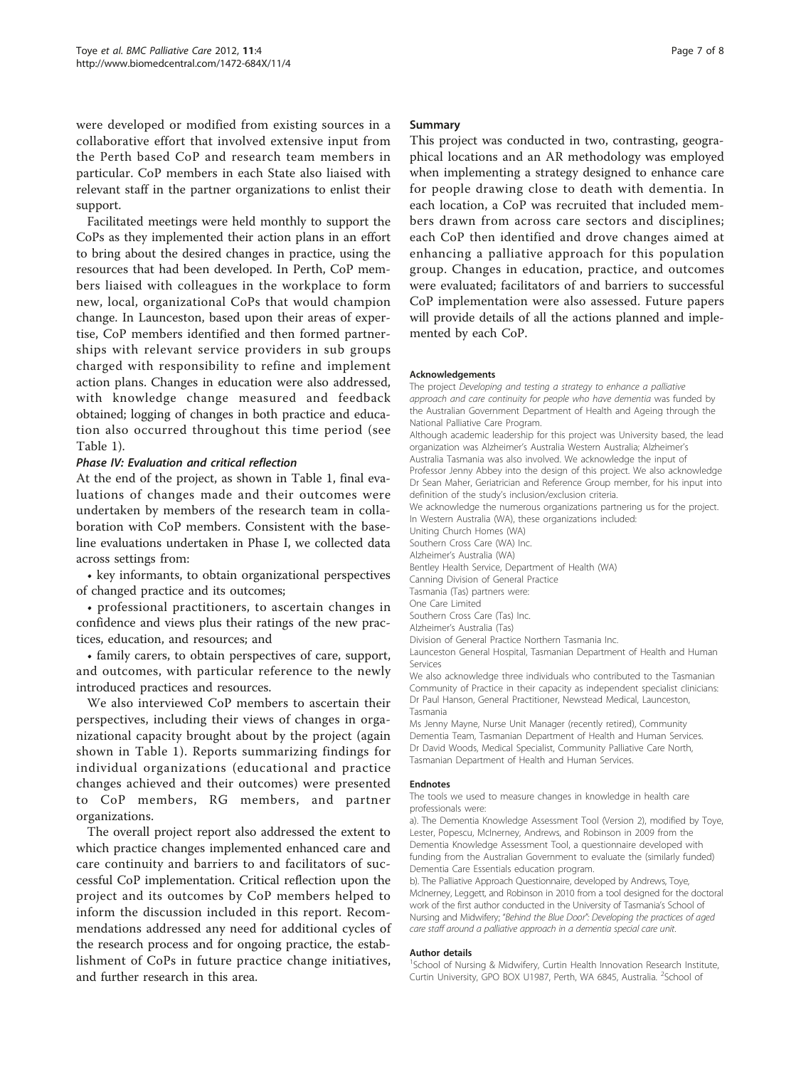were developed or modified from existing sources in a collaborative effort that involved extensive input from the Perth based CoP and research team members in particular. CoP members in each State also liaised with relevant staff in the partner organizations to enlist their support.

Facilitated meetings were held monthly to support the CoPs as they implemented their action plans in an effort to bring about the desired changes in practice, using the resources that had been developed. In Perth, CoP members liaised with colleagues in the workplace to form new, local, organizational CoPs that would champion change. In Launceston, based upon their areas of expertise, CoP members identified and then formed partnerships with relevant service providers in sub groups charged with responsibility to refine and implement action plans. Changes in education were also addressed, with knowledge change measured and feedback obtained; logging of changes in both practice and education also occurred throughout this time period (see Table 1).

### *Phase IV: Evaluation and critical reflection*

At the end of the project, as shown in Table 1, final evaluations of changes made and their outcomes were undertaken by members of the research team in collaboration with CoP members. Consistent with the baseline evaluations undertaken in Phase I, we collected data across settings from:

- key informants, to obtain organizational perspectives of changed practice and its outcomes;
- professional practitioners, to ascertain changes in confidence and views plus their ratings of the new practices, education, and resources; and
- family carers, to obtain perspectives of care, support, and outcomes, with particular reference to the newly introduced practices and resources.

We also interviewed CoP members to ascertain their perspectives, including their views of changes in organizational capacity brought about by the project (again shown in Table 1). Reports summarizing findings for individual organizations (educational and practice changes achieved and their outcomes) were presented to CoP members, RG members, and partner organizations.

The overall project report also addressed the extent to which practice changes implemented enhanced care and care continuity and barriers to and facilitators of successful CoP implementation. Critical reflection upon the project and its outcomes by CoP members helped to inform the discussion included in this report. Recommendations addressed any need for additional cycles of the research process and for ongoing practice, the establishment of CoPs in future practice change initiatives, and further research in this area.

## Summary

This project was conducted in two, contrasting, geographical locations and an AR methodology was employed when implementing a strategy designed to enhance care for people drawing close to death with dementia. In each location, a CoP was recruited that included members drawn from across care sectors and disciplines; each CoP then identified and drove changes aimed at enhancing a palliative approach for this population group. Changes in education, practice, and outcomes were evaluated; facilitators of and barriers to successful CoP implementation were also assessed. Future papers will provide details of all the actions planned and implemented by each CoP.

#### Acknowledgements

The project *Developing and testing a strategy to enhance a palliative approach and care continuity for people who have dementia* was funded by the Australian Government Department of Health and Ageing through the National Palliative Care Program.

Although academic leadership for this project was University based, the lead organization was Alzheimer's Australia Western Australia; Alzheimer's Australia Tasmania was also involved. We acknowledge the input of Professor Jenny Abbey into the design of this project. We also acknowledge Dr Sean Maher, Geriatrician and Reference Group member, for his input into definition of the study's inclusion/exclusion criteria.

We acknowledge the numerous organizations partnering us for the project. In Western Australia (WA), these organizations included:

Uniting Church Homes (WA)

Southern Cross Care (WA) Inc.

Alzheimer's Australia (WA)

Bentley Health Service, Department of Health (WA)

Canning Division of General Practice

Tasmania (Tas) partners were:

One Care Limited

Southern Cross Care (Tas) Inc.

Alzheimer's Australia (Tas)

Division of General Practice Northern Tasmania Inc.

Launceston General Hospital, Tasmanian Department of Health and Human Services

We also acknowledge three individuals who contributed to the Tasmanian Community of Practice in their capacity as independent specialist clinicians: Dr Paul Hanson, General Practitioner, Newstead Medical, Launceston, Tasmania

Ms Jenny Mayne, Nurse Unit Manager (recently retired), Community Dementia Team, Tasmanian Department of Health and Human Services.

Dr David Woods, Medical Specialist, Community Palliative Care North, Tasmanian Department of Health and Human Services.

#### Endnotes

The tools we used to measure changes in knowledge in health care professionals were:

a). The Dementia Knowledge Assessment Tool (Version 2), modified by Toye, Lester, Popescu, McInerney, Andrews, and Robinson in 2009 from the Dementia Knowledge Assessment Tool, a questionnaire developed with funding from the Australian Government to evaluate the (similarly funded) Dementia Care Essentials education program.

b). The Palliative Approach Questionnaire, developed by Andrews, Toye, McInerney, Leggett, and Robinson in 2010 from a tool designed for the doctoral work of the first author conducted in the University of Tasmania's School of Nursing and Midwifery; "*Behind the Blue Door*": *Developing the practices of aged care staff around a palliative approach in a dementia special care unit*.

#### Author details

[1]School of Nursing & Midwifery, Curtin Health Innovation Research Institute, Curtin University, GPO BOX U1987, Perth, WA 6845, Australia. [2]School of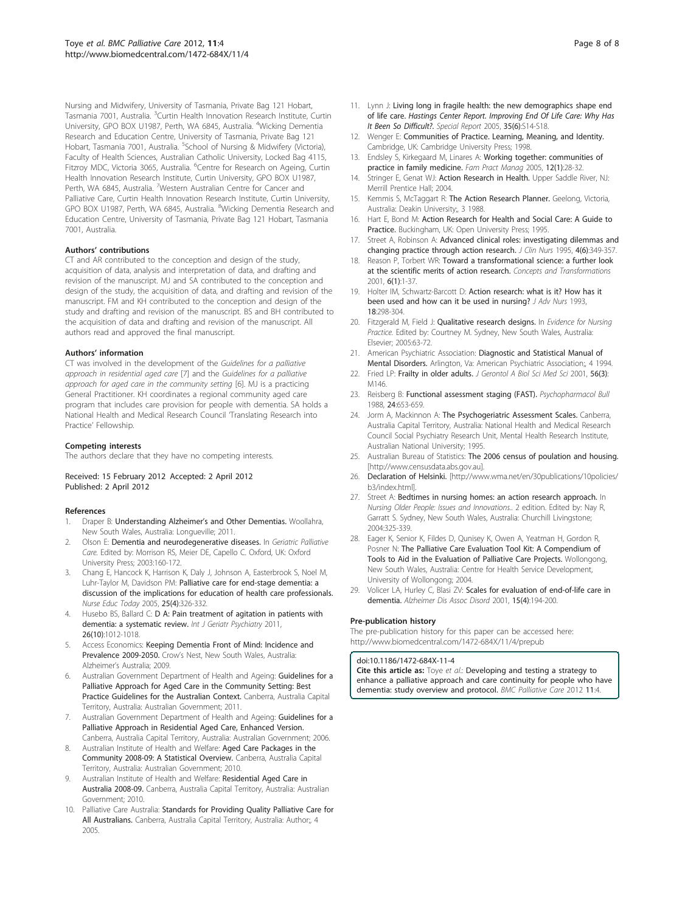Nursing and Midwifery, University of Tasmania, Private Bag 121 Hobart, Tasmania 7001, Australia. [3]Curtin Health Innovation Research Institute, Curtin University, GPO BOX U1987, Perth, WA 6845, Australia. [4]Wicking Dementia Research and Education Centre, University of Tasmania, Private Bag 121 Hobart, Tasmania 7001, Australia. [5]School of Nursing & Midwifery (Victoria), Faculty of Health Sciences, Australian Catholic University, Locked Bag 4115, Fitzroy MDC, Victoria 3065, Australia. [6]Centre for Research on Ageing, Curtin Health Innovation Research Institute, Curtin University, GPO BOX U1987, Perth, WA 6845, Australia. [7]Western Australian Centre for Cancer and Palliative Care, Curtin Health Innovation Research Institute, Curtin University, GPO BOX U1987, Perth, WA 6845, Australia. [8]Wicking Dementia Research and Education Centre, University of Tasmania, Private Bag 121 Hobart, Tasmania 7001, Australia.

#### Authors' contributions

CT and AR contributed to the conception and design of the study, acquisition of data, analysis and interpretation of data, and drafting and revision of the manuscript. MJ and SA contributed to the conception and design of the study, the acquisition of data, and drafting and revision of the manuscript. FM and KH contributed to the conception and design of the study and drafting and revision of the manuscript. BS and BH contributed to the acquisition of data and drafting and revision of the manuscript. All authors read and approved the final manuscript.

#### Authors' information

CT was involved in the development of the *Guidelines for a palliative approach in residential aged care* [7] and the *Guidelines for a palliative approach for aged care in the community setting* [6]. MJ is a practicing General Practitioner. KH coordinates a regional community aged care program that includes care provision for people with dementia. SA holds a National Health and Medical Research Council 'Translating Research into Practice' Fellowship.

#### Competing interests

The authors declare that they have no competing interests.

Received: 15 February 2012 Accepted: 2 April 2012
Published: 2 April 2012

#### References

1. Draper B: **Understanding Alzheimer's and Other Dementias.** Woollahra, New South Wales, Australia: Longueville; 2011.
2. Olson E: **Dementia and neurodegenerative diseases.** In *Geriatric Palliative Care.* Edited by: Morrison RS, Meier DE, Capello C. Oxford, UK: Oxford University Press; 2003:160-172.
3. Chang E, Hancock K, Harrison K, Daly J, Johnson A, Easterbrook S, Noel M, Luhr-Taylor M, Davidson PM: **Palliative care for end-stage dementia: a discussion of the implications for education of health care professionals.** *Nurse Educ Today* 2005, **25(4)**:326-332.
4. Husebo BS, Ballard C: **D A: Pain treatment of agitation in patients with dementia: a systematic review.** *Int J Geriatr Psychiatry* 2011, **26(10)**:1012-1018.
5. Access Economics: **Keeping Dementia Front of Mind: Incidence and Prevalence 2009-2050.** Crow's Nest, New South Wales, Australia: Alzheimer's Australia; 2009.
6. Australian Government Department of Health and Ageing: **Guidelines for a Palliative Approach for Aged Care in the Community Setting: Best Practice Guidelines for the Australian Context.** Canberra, Australia Capital Territory, Australia: Australian Government; 2011.
7. Australian Government Department of Health and Ageing: **Guidelines for a Palliative Approach in Residential Aged Care, Enhanced Version.** Canberra, Australia Capital Territory, Australia: Australian Government; 2006.
8. Australian Institute of Health and Welfare: **Aged Care Packages in the Community 2008-09: A Statistical Overview.** Canberra, Australia Capital Territory, Australia: Australian Government; 2010.
9. Australian Institute of Health and Welfare: **Residential Aged Care in Australia 2008-09.** Canberra, Australia Capital Territory, Australia: Australian Government; 2010.
10. Palliative Care Australia: **Standards for Providing Quality Palliative Care for All Australians.** Canberra, Australia Capital Territory, Australia: Author;, 4 2005.
11. Lynn J: **Living long in fragile health: the new demographics shape end of life care.** *Hastings Center Report. Improving End Of Life Care: Why Has It Been So Difficult?. Special Report* 2005, **35(6)**:S14-S18.
12. Wenger E: **Communities of Practice. Learning, Meaning, and Identity.** Cambridge, UK: Cambridge University Press; 1998.
13. Endsley S, Kirkegaard M, Linares A: **Working together: communities of practice in family medicine.** *Fam Pract Manag* 2005, **12(1)**:28-32.
14. Stringer E, Genat WJ: **Action Research in Health.** Upper Saddle River, NJ: Merrill Prentice Hall; 2004.
15. Kemmis S, McTaggart R: **The Action Research Planner.** Geelong, Victoria, Australia: Deakin University;, 3 1988.
16. Hart E, Bond M: **Action Research for Health and Social Care: A Guide to Practice.** Buckingham, UK: Open University Press; 1995.
17. Street A, Robinson A: **Advanced clinical roles: investigating dilemmas and changing practice through action research.** *J Clin Nurs* 1995, **4(6)**:349-357.
18. Reason P, Torbert WR: **Toward a transformational science: a further look at the scientific merits of action research.** *Concepts and Transformations* 2001, **6(1)**:1-37.
19. Holter IM, Schwartz-Barcott D: **Action research: what is it? How has it been used and how can it be used in nursing?** *J Adv Nurs* 1993, **18**:298-304.
20. Fitzgerald M, Field J: **Qualitative research designs.** In *Evidence for Nursing Practice.* Edited by: Courtney M. Sydney, New South Wales, Australia: Elsevier; 2005:63-72.
21. American Psychiatric Association: **Diagnostic and Statistical Manual of Mental Disorders.** Arlington, Va: American Psychiatric Association;, 4 1994.
22. Fried LP: **Frailty in older adults.** *J Gerontol A Biol Sci Med Sci* 2001, **56(3)**: M146.
23. Reisberg B: **Functional assessment staging (FAST).** *Psychopharmacol Bull* 1988, **24**:653-659.
24. Jorm A, Mackinnon A: **The Psychogeriatric Assessment Scales.** Canberra, Australia Capital Territory, Australia: National Health and Medical Research Council Social Psychiatry Research Unit, Mental Health Research Institute, Australian National University; 1995.
25. Australian Bureau of Statistics: **The 2006 census of poulation and housing.** [http://www.censusdata.abs.gov.au].
26. **Declaration of Helsinki.** [http://www.wma.net/en/30publications/10policies/b3/index.html].
27. Street A: **Bedtimes in nursing homes: an action research approach.** In *Nursing Older People: Issues and Innovations..* 2 edition. Edited by: Nay R, Garratt S. Sydney, New South Wales, Australia: Churchill Livingstone; 2004:325-339.
28. Eager K, Senior K, Fildes D, Qunisey K, Owen A, Yeatman H, Gordon R, Posner N: **The Palliative Care Evaluation Tool Kit: A Compendium of Tools to Aid in the Evaluation of Palliative Care Projects.** Wollongong, New South Wales, Australia: Centre for Health Service Development, University of Wollongong; 2004.
29. Volicer LA, Hurley C, Blasi ZV: **Scales for evaluation of end-of-life care in dementia.** *Alzheimer Dis Assoc Disord* 2001, **15(4)**:194-200.

#### Pre-publication history

The pre-publication history for this paper can be accessed here:
http://www.biomedcentral.com/1472-684X/11/4/prepub

doi:10.1186/1472-684X-11-4

**Cite this article as:** Toye *et al.*: Developing and testing a strategy to enhance a palliative approach and care continuity for people who have dementia: study overview and protocol. *BMC Palliative Care* 2012 **11**:4.